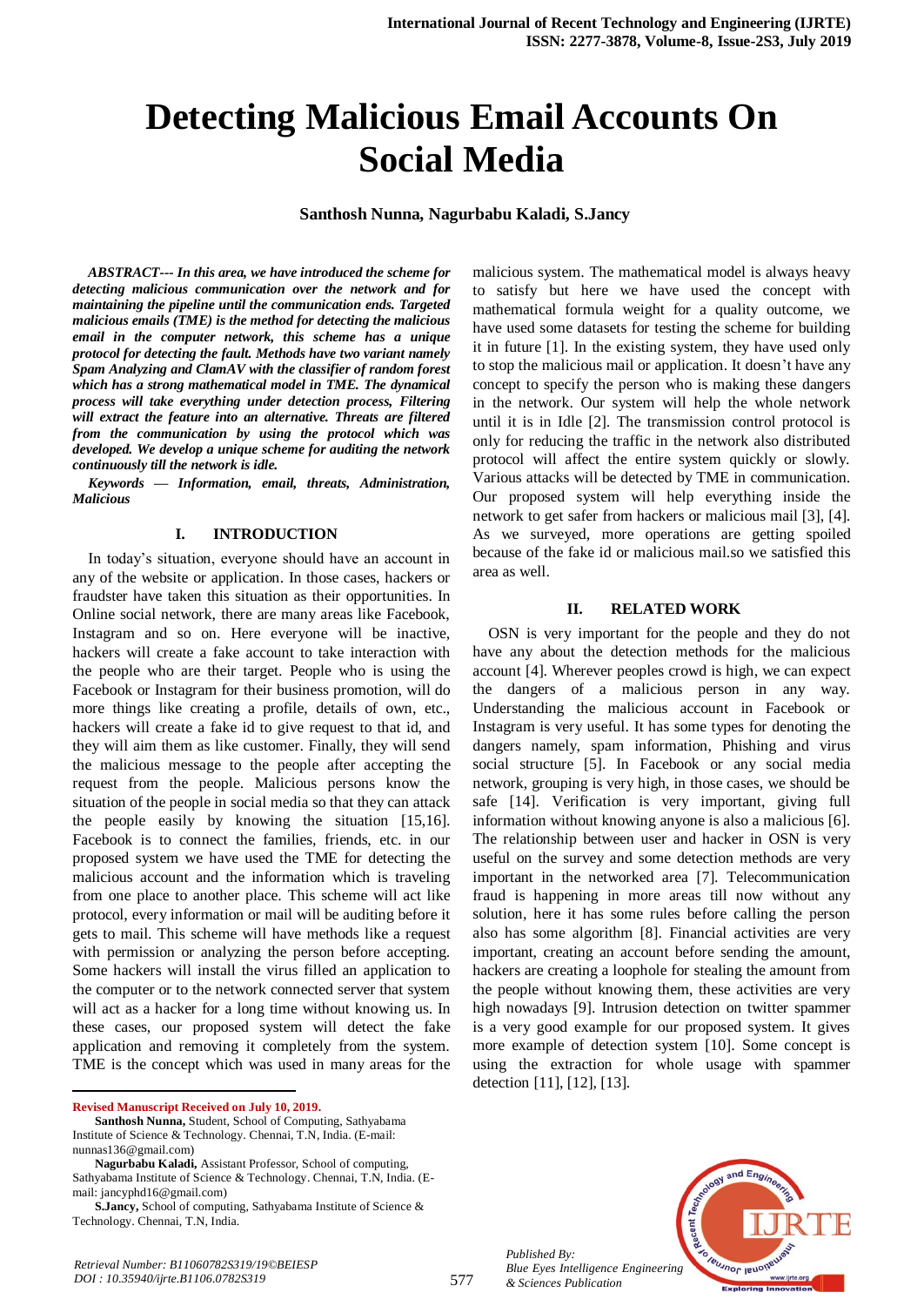# Detecting Malicious Email Accounts On Social Media

**Santhosh Nunna, Nagurbabu Kaladi, S.Jancy**

***ABSTRACT--- In this area, we have introduced the scheme for detecting malicious communication over the network and for maintaining the pipeline until the communication ends. Targeted malicious emails (TME) is the method for detecting the malicious email in the computer network, this scheme has a unique protocol for detecting the fault. Methods have two variant namely Spam Analyzing and ClamAV with the classifier of random forest which has a strong mathematical model in TME. The dynamical process will take everything under detection process, Filtering will extract the feature into an alternative. Threats are filtered from the communication by using the protocol which was developed. We develop a unique scheme for auditing the network continuously till the network is idle.***

***Keywords — Information, email, threats, Administration, Malicious***

## I. INTRODUCTION

In today's situation, everyone should have an account in any of the website or application. In those cases, hackers or fraudster have taken this situation as their opportunities. In Online social network, there are many areas like Facebook, Instagram and so on. Here everyone will be inactive, hackers will create a fake account to take interaction with the people who are their target. People who is using the Facebook or Instagram for their business promotion, will do more things like creating a profile, details of own, etc., hackers will create a fake id to give request to that id, and they will aim them as like customer. Finally, they will send the malicious message to the people after accepting the request from the people. Malicious persons know the situation of the people in social media so that they can attack the people easily by knowing the situation [15,16]. Facebook is to connect the families, friends, etc. in our proposed system we have used the TME for detecting the malicious account and the information which is traveling from one place to another place. This scheme will act like protocol, every information or mail will be auditing before it gets to mail. This scheme will have methods like a request with permission or analyzing the person before accepting. Some hackers will install the virus filled an application to the computer or to the network connected server that system will act as a hacker for a long time without knowing us. In these cases, our proposed system will detect the fake application and removing it completely from the system. TME is the concept which was used in many areas for the malicious system. The mathematical model is always heavy to satisfy but here we have used the concept with mathematical formula weight for a quality outcome, we have used some datasets for testing the scheme for building it in future [1]. In the existing system, they have used only to stop the malicious mail or application. It doesn't have any concept to specify the person who is making these dangers in the network. Our system will help the whole network until it is in Idle [2]. The transmission control protocol is only for reducing the traffic in the network also distributed protocol will affect the entire system quickly or slowly. Various attacks will be detected by TME in communication. Our proposed system will help everything inside the network to get safer from hackers or malicious mail [3], [4]. As we surveyed, more operations are getting spoiled because of the fake id or malicious mail.so we satisfied this area as well.

## II. RELATED WORK

OSN is very important for the people and they do not have any about the detection methods for the malicious account [4]. Wherever peoples crowd is high, we can expect the dangers of a malicious person in any way. Understanding the malicious account in Facebook or Instagram is very useful. It has some types for denoting the dangers namely, spam information, Phishing and virus social structure [5]. In Facebook or any social media network, grouping is very high, in those cases, we should be safe [14]. Verification is very important, giving full information without knowing anyone is also a malicious [6]. The relationship between user and hacker in OSN is very useful on the survey and some detection methods are very important in the networked area [7]. Telecommunication fraud is happening in more areas till now without any solution, here it has some rules before calling the person also has some algorithm [8]. Financial activities are very important, creating an account before sending the amount, hackers are creating a loophole for stealing the amount from the people without knowing them, these activities are very high nowadays [9]. Intrusion detection on twitter spammer is a very good example for our proposed system. It gives more example of detection system [10]. Some concept is using the extraction for whole usage with spammer detection [11], [12], [13].

---

**Revised Manuscript Received on July 10, 2019.**

**Santhosh Nunna,** Student, School of Computing, Sathyabama Institute of Science & Technology. Chennai, T.N, India. (E-mail: nunnas136@gmail.com)

**Nagurbabu Kaladi,** Assistant Professor, School of computing, Sathyabama Institute of Science & Technology. Chennai, T.N, India. (E-mail: jancyphd16@gmail.com)

**S.Jancy,** School of computing, Sathyabama Institute of Science & Technology. Chennai, T.N, India.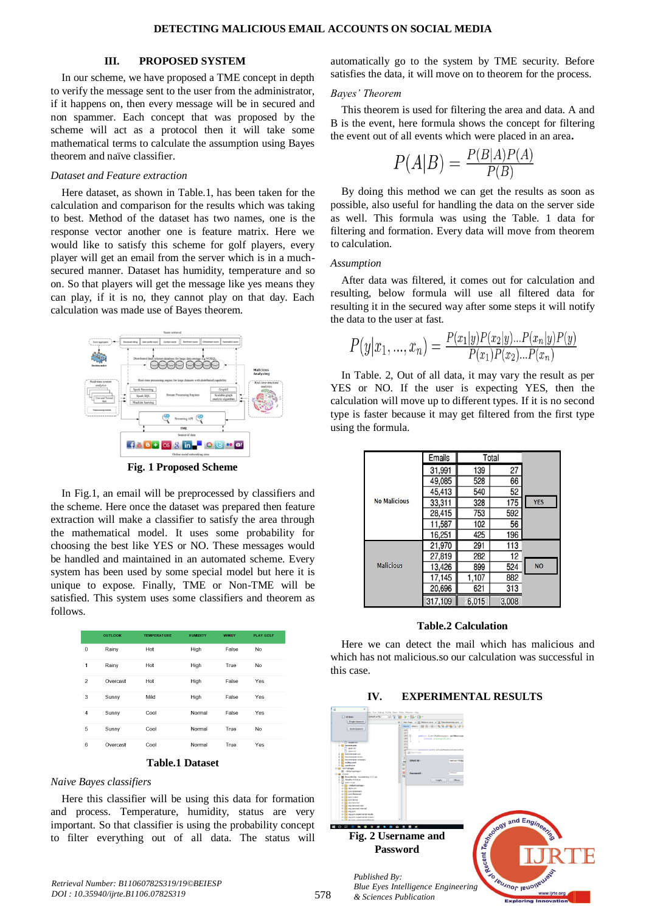## III. PROPOSED SYSTEM

In our scheme, we have proposed a TME concept in depth to verify the message sent to the user from the administrator, if it happens on, then every message will be in secured and non spammer. Each concept that was proposed by the scheme will act as a protocol then it will take some mathematical terms to calculate the assumption using Bayes theorem and naïve classifier.

### *Dataset and Feature extraction*

Here dataset, as shown in Table.1, has been taken for the calculation and comparison for the results which was taking to best. Method of the dataset has two names, one is the response vector another one is feature matrix. Here we would like to satisfy this scheme for golf players, every player will get an email from the server which is in a much-secured manner. Dataset has humidity, temperature and so on. So that players will get the message like yes means they can play, if it is no, they cannot play on that day. Each calculation was made use of Bayes theorem.

**Fig. 1 Proposed Scheme**

In Fig.1, an email will be preprocessed by classifiers and the scheme. Here once the dataset was prepared then feature extraction will make a classifier to satisfy the area through the mathematical model. It uses some probability for choosing the best like YES or NO. These messages would be handled and maintained in an automated scheme. Every system has been used by some special model but here it is unique to expose. Finally, TME or Non-TME will be satisfied. This system uses some classifiers and theorem as follows.

| | OUTLOOK | TEMPERATURE | HUMIDITY | WINDY | PLAY GOLF |
|---|---|---|---|---|---|
| 0 | Rainy | Hot | High | False | No |
| 1 | Rainy | Hot | High | True | No |
| 2 | Overcast | Hot | High | False | Yes |
| 3 | Sunny | Mild | High | False | Yes |
| 4 | Sunny | Cool | Normal | False | Yes |
| 5 | Sunny | Cool | Normal | True | No |
| 6 | Overcast | Cool | Normal | True | Yes |

**Table.1 Dataset**

### *Naive Bayes classifiers*

Here this classifier will be using this data for formation and process. Temperature, humidity, status are very important. So that classifier is using the probability concept to filter everything out of all data. The status will automatically go to the system by TME security. Before satisfies the data, it will move on to theorem for the process.

### *Bayes' Theorem*

This theorem is used for filtering the area and data. A and B is the event, here formula shows the concept for filtering the event out of all events which were placed in an area.

$$P(A|B) = \frac{P(B|A)P(A)}{P(B)}$$

By doing this method we can get the results as soon as possible, also useful for handling the data on the server side as well. This formula was using the Table. 1 data for filtering and formation. Every data will move from theorem to calculation.

### *Assumption*

After data was filtered, it comes out for calculation and resulting, below formula will use all filtered data for resulting it in the secured way after some steps it will notify the data to the user at fast.

$$P(y|x_1, \ldots, x_n) = \frac{P(x_1|y)P(x_2|y)\ldots P(x_n|y)P(y)}{P(x_1)P(x_2)\ldots P(x_n)}$$

In Table. 2, Out of all data, it may vary the result as per YES or NO. If the user is expecting YES, then the calculation will move up to different types. If it is no second type is faster because it may get filtered from the first type using the formula.

| | Emails | Total | | |
|---|---|---|---|---|
| No Malicious | 31,991 | 139 | 27 | YES |
| | 49,085 | 528 | 66 | |
| | 45,413 | 540 | 52 | |
| | 33,311 | 328 | 175 | |
| | 28,415 | 753 | 592 | |
| | 11,587 | 102 | 56 | |
| | 16,251 | 425 | 196 | |
| Malicious | 21,970 | 291 | 113 | NO |
| | 27,819 | 282 | 12 | |
| | 13,426 | 899 | 524 | |
| | 17,145 | 1,107 | 882 | |
| | 20,696 | 621 | 313 | |
| | 317,109 | 6,015 | 3,008 | |

**Table.2 Calculation**

Here we can detect the mail which has malicious and which has not malicious.so our calculation was successful in this case.

## IV. EXPERIMENTAL RESULTS

**Fig. 2 Username and Password**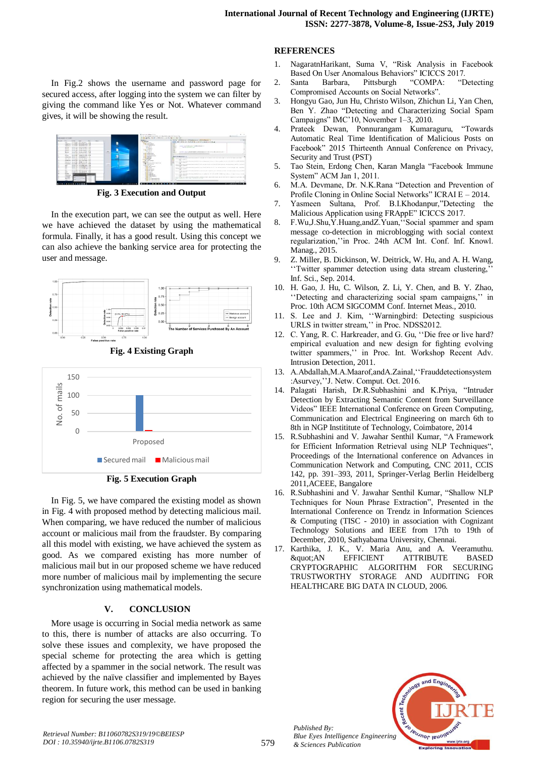In Fig.2 shows the username and password page for secured access, after logging into the system we can filter by giving the command like Yes or Not. Whatever command gives, it will be showing the result.

**Fig. 3 Execution and Output**

In the execution part, we can see the output as well. Here we have achieved the dataset by using the mathematical formula. Finally, it has a good result. Using this concept we can also achieve the banking service area for protecting the user and message.

**Fig. 4 Existing Graph**

150
100
50
0
No. of mails
Proposed
Secured mail
Malicious mail

**Fig. 5 Execution Graph**

In Fig. 5, we have compared the existing model as shown in Fig. 4 with proposed method by detecting malicious mail. When comparing, we have reduced the number of malicious account or malicious mail from the fraudster. By comparing all this model with existing, we have achieved the system as good. As we compared existing has more number of malicious mail but in our proposed scheme we have reduced more number of malicious mail by implementing the secure synchronization using mathematical models.

## V. CONCLUSION

More usage is occurring in Social media network as same to this, there is number of attacks are also occurring. To solve these issues and complexity, we have proposed the special scheme for protecting the area which is getting affected by a spammer in the social network. The result was achieved by the naïve classifier and implemented by Bayes theorem. In future work, this method can be used in banking region for securing the user message.

## REFERENCES

1. NagaratnHarikant, Suma V, “Risk Analysis in Facebook Based On User Anomalous Behaviors” ICICCS 2017.
2. Santa Barbara, Pittsburgh “COMPA: “Detecting Compromised Accounts on Social Networks”.
3. Hongyu Gao, Jun Hu, Christo Wilson, Zhichun Li, Yan Chen, Ben Y. Zhao “Detecting and Characterizing Social Spam Campaigns” IMC’10, November 1–3, 2010.
4. Prateek Dewan, Ponnurangam Kumaraguru, “Towards Automatic Real Time Identification of Malicious Posts on Facebook” 2015 Thirteenth Annual Conference on Privacy, Security and Trust (PST)
5. Tao Stein, Erdong Chen, Karan Mangla “Facebook Immune System” ACM Jan 1, 2011.
6. M.A. Devmane, Dr. N.K.Rana “Detection and Prevention of Profile Cloning in Online Social Networks” ICRAI E – 2014.
7. Yasmeen Sultana, Prof. B.I.Khodanpur,”Detecting the Malicious Application using FRAppE” ICICCS 2017.
8. F.Wu,J.Shu,Y.Huang,andZ.Yuan,‘‘Social spammer and spam message co-detection in microblogging with social context regularization,’’in Proc. 24th ACM Int. Conf. Inf. Knowl. Manag., 2015.
9. Z. Miller, B. Dickinson, W. Deitrick, W. Hu, and A. H. Wang, ‘‘Twitter spammer detection using data stream clustering,’’ Inf. Sci., Sep. 2014.
10. H. Gao, J. Hu, C. Wilson, Z. Li, Y. Chen, and B. Y. Zhao, ‘‘Detecting and characterizing social spam campaigns,’’ in Proc. 10th ACM SIGCOMM Conf. Internet Meas., 2010.
11. S. Lee and J. Kim, ‘‘Warningbird: Detecting suspicious URLS in twitter stream,’’ in Proc. NDSS2012.
12. C. Yang, R. C. Harkreader, and G. Gu, ‘‘Die free or live hard? empirical evaluation and new design for fighting evolving twitter spammers,’’ in Proc. Int. Workshop Recent Adv. Intrusion Detection, 2011.
13. A.Abdallah,M.A.Maarof,andA.Zainal,‘‘Frauddetectionsystem :Asurvey,’’J. Netw. Comput. Oct. 2016.
14. Palagati Harish, Dr.R.Subhashini and K.Priya, “Intruder Detection by Extracting Semantic Content from Surveillance Videos” IEEE International Conference on Green Computing, Communication and Electrical Engineering on march 6th to 8th in NGP Instititute of Technology, Coimbatore, 2014
15. R.Subhashini and V. Jawahar Senthil Kumar, “A Framework for Efficient Information Retrieval using NLP Techniques“, Proceedings of the International conference on Advances in Communication Network and Computing, CNC 2011, CCIS 142, pp. 391–393, 2011, Springer-Verlag Berlin Heidelberg 2011,ACEEE, Bangalore
16. R.Subhashini and V. Jawahar Senthil Kumar, “Shallow NLP Techniques for Noun Phrase Extraction”, Presented in the International Conference on Trendz in Information Sciences & Computing (TISC - 2010) in association with Cognizant Technology Solutions and IEEE from 17th to 19th of December, 2010, Sathyabama University, Chennai.
17. Karthika, J. K., V. Maria Anu, and A. Veeramuthu. &quot;AN EFFICIENT ATTRIBUTE BASED CRYPTOGRAPHIC ALGORITHM FOR SECURING TRUSTWORTHY STORAGE AND AUDITING FOR HEALTHCARE BIG DATA IN CLOUD, 2006.